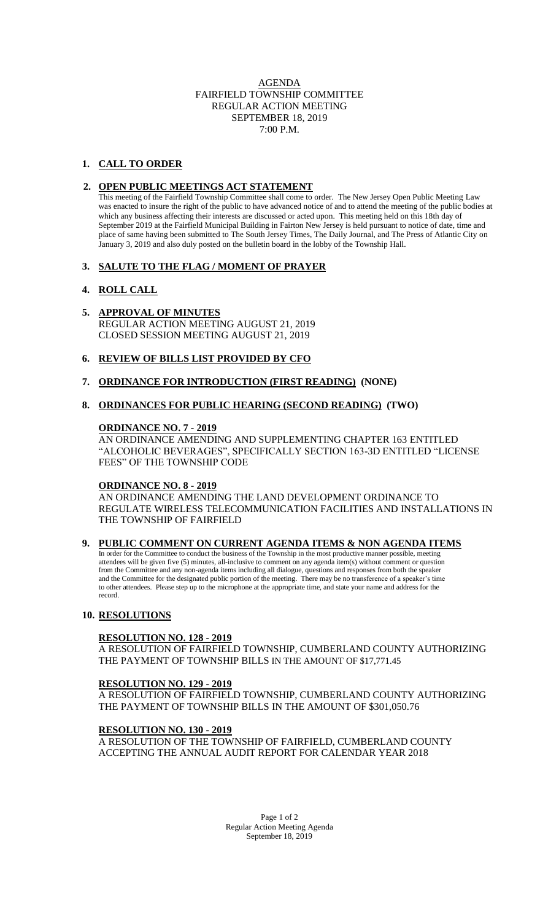# AGENDA
## FAIRFIELD TOWNSHIP COMMITTEE
## REGULAR ACTION MEETING
## SEPTEMBER 18, 2019
## 7:00 P.M.

**1. CALL TO ORDER**

**2. OPEN PUBLIC MEETINGS ACT STATEMENT**

This meeting of the Fairfield Township Committee shall come to order. The New Jersey Open Public Meeting Law was enacted to insure the right of the public to have advanced notice of and to attend the meeting of the public bodies at which any business affecting their interests are discussed or acted upon. This meeting held on this 18th day of September 2019 at the Fairfield Municipal Building in Fairton New Jersey is held pursuant to notice of date, time and place of same having been submitted to The South Jersey Times, The Daily Journal, and The Press of Atlantic City on January 3, 2019 and also duly posted on the bulletin board in the lobby of the Township Hall.

**3. SALUTE TO THE FLAG / MOMENT OF PRAYER**

**4. ROLL CALL**

**5. APPROVAL OF MINUTES**

REGULAR ACTION MEETING AUGUST 21, 2019
CLOSED SESSION MEETING AUGUST 21, 2019

**6. REVIEW OF BILLS LIST PROVIDED BY CFO**

**7. ORDINANCE FOR INTRODUCTION (FIRST READING) (NONE)**

**8. ORDINANCES FOR PUBLIC HEARING (SECOND READING) (TWO)**

**ORDINANCE NO. 7 - 2019**

AN ORDINANCE AMENDING AND SUPPLEMENTING CHAPTER 163 ENTITLED "ALCOHOLIC BEVERAGES", SPECIFICALLY SECTION 163-3D ENTITLED "LICENSE FEES" OF THE TOWNSHIP CODE

**ORDINANCE NO. 8 - 2019**

AN ORDINANCE AMENDING THE LAND DEVELOPMENT ORDINANCE TO REGULATE WIRELESS TELECOMMUNICATION FACILITIES AND INSTALLATIONS IN THE TOWNSHIP OF FAIRFIELD

**9. PUBLIC COMMENT ON CURRENT AGENDA ITEMS & NON AGENDA ITEMS**

In order for the Committee to conduct the business of the Township in the most productive manner possible, meeting attendees will be given five (5) minutes, all-inclusive to comment on any agenda item(s) without comment or question from the Committee and any non-agenda items including all dialogue, questions and responses from both the speaker and the Committee for the designated public portion of the meeting. There may be no transference of a speaker's time to other attendees. Please step up to the microphone at the appropriate time, and state your name and address for the record.

**10. RESOLUTIONS**

**RESOLUTION NO. 128 - 2019**

A RESOLUTION OF FAIRFIELD TOWNSHIP, CUMBERLAND COUNTY AUTHORIZING THE PAYMENT OF TOWNSHIP BILLS IN THE AMOUNT OF $17,771.45

**RESOLUTION NO. 129 - 2019**

A RESOLUTION OF FAIRFIELD TOWNSHIP, CUMBERLAND COUNTY AUTHORIZING THE PAYMENT OF TOWNSHIP BILLS IN THE AMOUNT OF $301,050.76

**RESOLUTION NO. 130 - 2019**

A RESOLUTION OF THE TOWNSHIP OF FAIRFIELD, CUMBERLAND COUNTY ACCEPTING THE ANNUAL AUDIT REPORT FOR CALENDAR YEAR 2018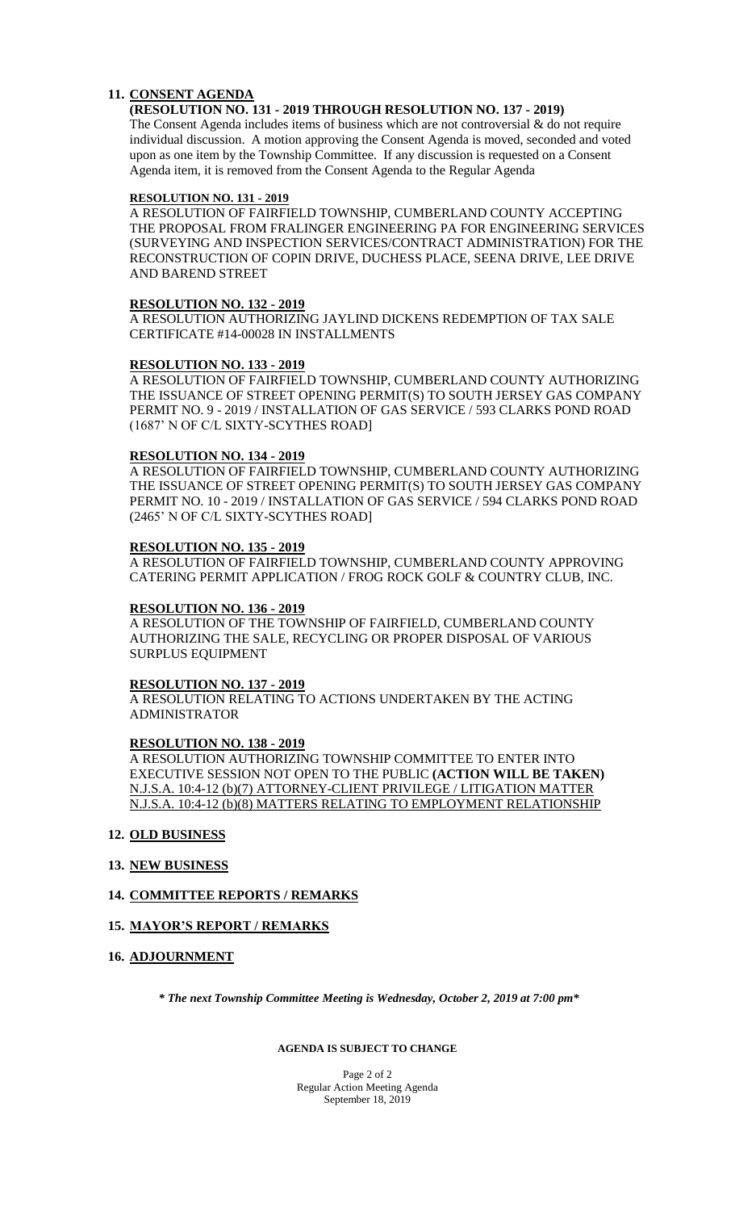## 11. CONSENT AGENDA

**(RESOLUTION NO. 131 - 2019 THROUGH RESOLUTION NO. 137 - 2019)**

The Consent Agenda includes items of business which are not controversial & do not require individual discussion. A motion approving the Consent Agenda is moved, seconded and voted upon as one item by the Township Committee. If any discussion is requested on a Consent Agenda item, it is removed from the Consent Agenda to the Regular Agenda

**RESOLUTION NO. 131 - 2019**

A RESOLUTION OF FAIRFIELD TOWNSHIP, CUMBERLAND COUNTY ACCEPTING THE PROPOSAL FROM FRALINGER ENGINEERING PA FOR ENGINEERING SERVICES (SURVEYING AND INSPECTION SERVICES/CONTRACT ADMINISTRATION) FOR THE RECONSTRUCTION OF COPIN DRIVE, DUCHESS PLACE, SEENA DRIVE, LEE DRIVE AND BAREND STREET

**RESOLUTION NO. 132 - 2019**

A RESOLUTION AUTHORIZING JAYLIND DICKENS REDEMPTION OF TAX SALE CERTIFICATE #14-00028 IN INSTALLMENTS

**RESOLUTION NO. 133 - 2019**

A RESOLUTION OF FAIRFIELD TOWNSHIP, CUMBERLAND COUNTY AUTHORIZING THE ISSUANCE OF STREET OPENING PERMIT(S) TO SOUTH JERSEY GAS COMPANY PERMIT NO. 9 - 2019 / INSTALLATION OF GAS SERVICE / 593 CLARKS POND ROAD (1687' N OF C/L SIXTY-SCYTHES ROAD]

**RESOLUTION NO. 134 - 2019**

A RESOLUTION OF FAIRFIELD TOWNSHIP, CUMBERLAND COUNTY AUTHORIZING THE ISSUANCE OF STREET OPENING PERMIT(S) TO SOUTH JERSEY GAS COMPANY PERMIT NO. 10 - 2019 / INSTALLATION OF GAS SERVICE / 594 CLARKS POND ROAD (2465' N OF C/L SIXTY-SCYTHES ROAD]

**RESOLUTION NO. 135 - 2019**

A RESOLUTION OF FAIRFIELD TOWNSHIP, CUMBERLAND COUNTY APPROVING CATERING PERMIT APPLICATION / FROG ROCK GOLF & COUNTRY CLUB, INC.

**RESOLUTION NO. 136 - 2019**

A RESOLUTION OF THE TOWNSHIP OF FAIRFIELD, CUMBERLAND COUNTY AUTHORIZING THE SALE, RECYCLING OR PROPER DISPOSAL OF VARIOUS SURPLUS EQUIPMENT

**RESOLUTION NO. 137 - 2019**

A RESOLUTION RELATING TO ACTIONS UNDERTAKEN BY THE ACTING ADMINISTRATOR

**RESOLUTION NO. 138 - 2019**

A RESOLUTION AUTHORIZING TOWNSHIP COMMITTEE TO ENTER INTO EXECUTIVE SESSION NOT OPEN TO THE PUBLIC **(ACTION WILL BE TAKEN)**
N.J.S.A. 10:4-12 (b)(7) ATTORNEY-CLIENT PRIVILEGE / LITIGATION MATTER
N.J.S.A. 10:4-12 (b)(8) MATTERS RELATING TO EMPLOYMENT RELATIONSHIP

## 12. OLD BUSINESS

## 13. NEW BUSINESS

## 14. COMMITTEE REPORTS / REMARKS

## 15. MAYOR'S REPORT / REMARKS

## 16. ADJOURNMENT

***\* The next Township Committee Meeting is Wednesday, October 2, 2019 at 7:00 pm\****

**AGENDA IS SUBJECT TO CHANGE**

Regular Action Meeting Agenda
September 18, 2019